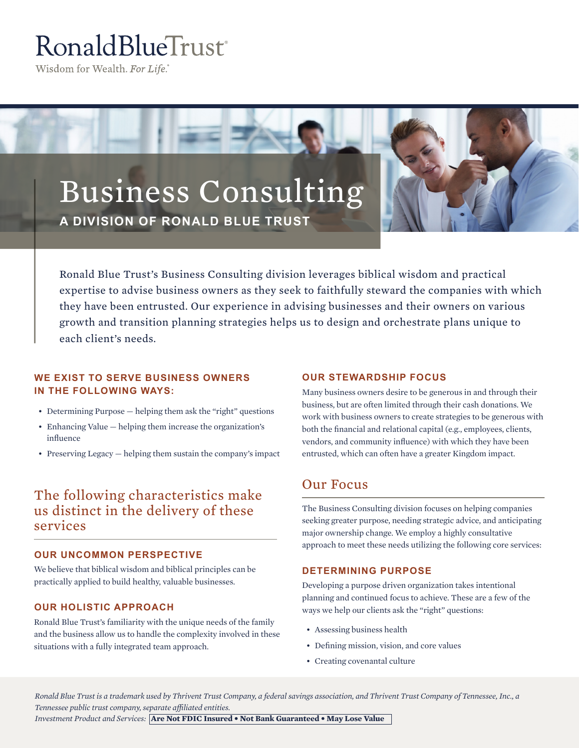RonaldBlueTrust®

Wisdom for Wealth. *For Life.*®

# Business Consulting

**A DIVISION OF RONALD BLUE TRUST**

Ronald Blue Trust's Business Consulting division leverages biblical wisdom and practical expertise to advise business owners as they seek to faithfully steward the companies with which they have been entrusted. Our experience in advising businesses and their owners on various growth and transition planning strategies helps us to design and orchestrate plans unique to each client's needs.

### WE EXIST TO SERVE BUSINESS OWNERS IN THE FOLLOWING WAYS:

- Determining Purpose — helping them ask the "right" questions
- Enhancing Value — helping them increase the organization's influence
- Preserving Legacy — helping them sustain the company's impact

## The following characteristics make us distinct in the delivery of these services

### OUR UNCOMMON PERSPECTIVE

We believe that biblical wisdom and biblical principles can be practically applied to build healthy, valuable businesses.

### OUR HOLISTIC APPROACH

Ronald Blue Trust's familiarity with the unique needs of the family and the business allow us to handle the complexity involved in these situations with a fully integrated team approach.

### OUR STEWARDSHIP FOCUS

Many business owners desire to be generous in and through their business, but are often limited through their cash donations. We work with business owners to create strategies to be generous with both the financial and relational capital (e.g., employees, clients, vendors, and community influence) with which they have been entrusted, which can often have a greater Kingdom impact.

## Our Focus

The Business Consulting division focuses on helping companies seeking greater purpose, needing strategic advice, and anticipating major ownership change. We employ a highly consultative approach to meet these needs utilizing the following core services:

### DETERMINING PURPOSE

Developing a purpose driven organization takes intentional planning and continued focus to achieve. These are a few of the ways we help our clients ask the "right" questions:

- Assessing business health
- Defining mission, vision, and core values
- Creating covenantal culture

*Ronald Blue Trust is a trademark used by Thrivent Trust Company, a federal savings association, and Thrivent Trust Company of Tennessee, Inc., a Tennessee public trust company, separate affiliated entities.*

*Investment Product and Services:* **Are Not FDIC Insured • Not Bank Guaranteed • May Lose Value**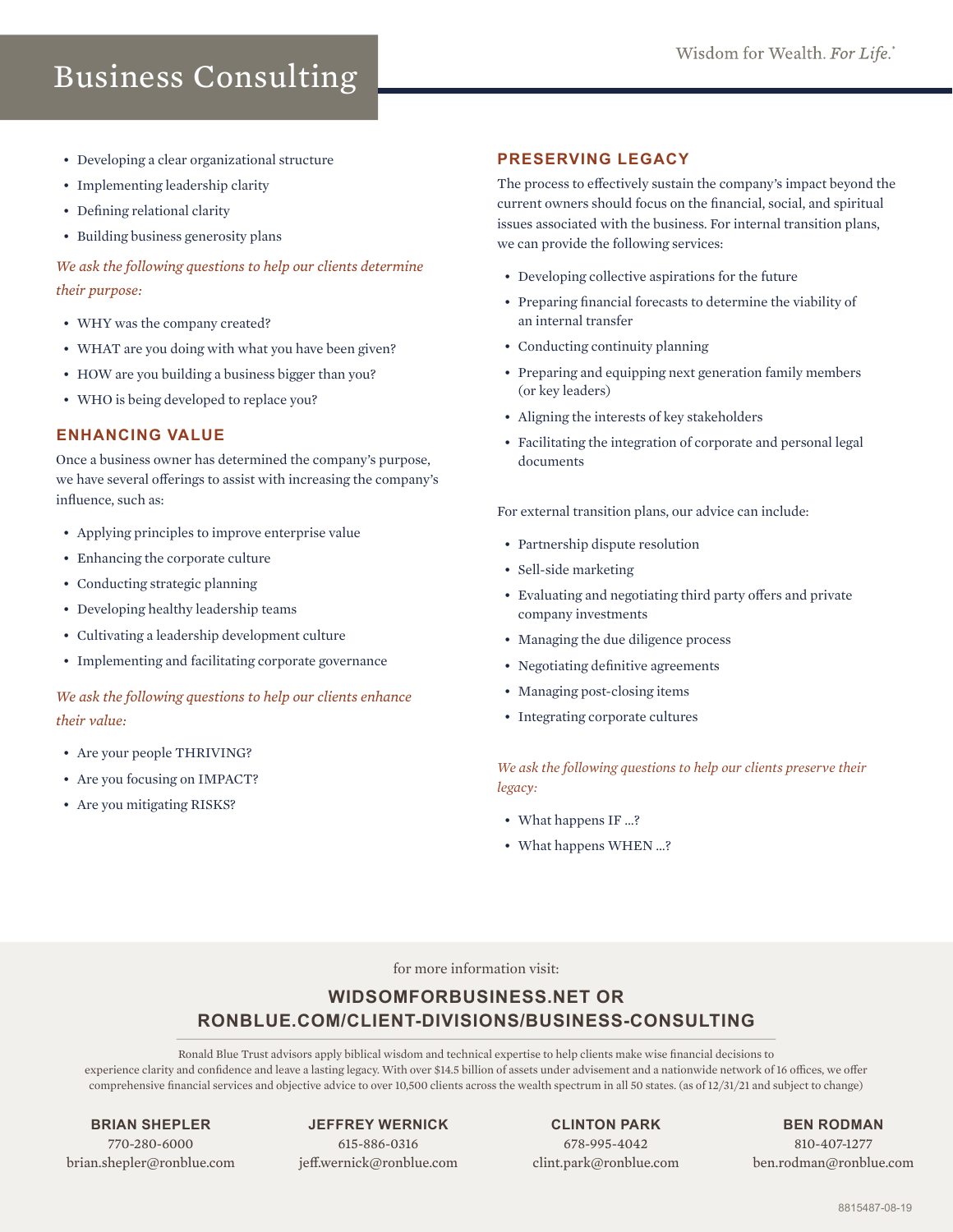# Business Consulting

Wisdom for Wealth. *For Life.*®

- Developing a clear organizational structure
- Implementing leadership clarity
- Defining relational clarity
- Building business generosity plans

*We ask the following questions to help our clients determine their purpose:*

- WHY was the company created?
- WHAT are you doing with what you have been given?
- HOW are you building a business bigger than you?
- WHO is being developed to replace you?

## ENHANCING VALUE

Once a business owner has determined the company's purpose, we have several offerings to assist with increasing the company's influence, such as:

- Applying principles to improve enterprise value
- Enhancing the corporate culture
- Conducting strategic planning
- Developing healthy leadership teams
- Cultivating a leadership development culture
- Implementing and facilitating corporate governance

*We ask the following questions to help our clients enhance their value:*

- Are your people THRIVING?
- Are you focusing on IMPACT?
- Are you mitigating RISKS?

## PRESERVING LEGACY

The process to effectively sustain the company's impact beyond the current owners should focus on the financial, social, and spiritual issues associated with the business. For internal transition plans, we can provide the following services:

- Developing collective aspirations for the future
- Preparing financial forecasts to determine the viability of an internal transfer
- Conducting continuity planning
- Preparing and equipping next generation family members (or key leaders)
- Aligning the interests of key stakeholders
- Facilitating the integration of corporate and personal legal documents

For external transition plans, our advice can include:

- Partnership dispute resolution
- Sell-side marketing
- Evaluating and negotiating third party offers and private company investments
- Managing the due diligence process
- Negotiating definitive agreements
- Managing post-closing items
- Integrating corporate cultures

*We ask the following questions to help our clients preserve their legacy:*

- What happens IF …?
- What happens WHEN …?

for more information visit:

**WIDSOMFORBUSINESS.NET OR RONBLUE.COM/CLIENT-DIVISIONS/BUSINESS-CONSULTING**

Ronald Blue Trust advisors apply biblical wisdom and technical expertise to help clients make wise financial decisions to experience clarity and confidence and leave a lasting legacy. With over $14.5 billion of assets under advisement and a nationwide network of 16 offices, we offer comprehensive financial services and objective advice to over 10,500 clients across the wealth spectrum in all 50 states. (as of 12/31/21 and subject to change)

**BRIAN SHEPLER**
770-280-6000
brian.shepler@ronblue.com

**JEFFREY WERNICK**
615-886-0316
jeff.wernick@ronblue.com

**CLINTON PARK**
678-995-4042
clint.park@ronblue.com

**BEN RODMAN**
810-407-1277
ben.rodman@ronblue.com

8815487-08-19